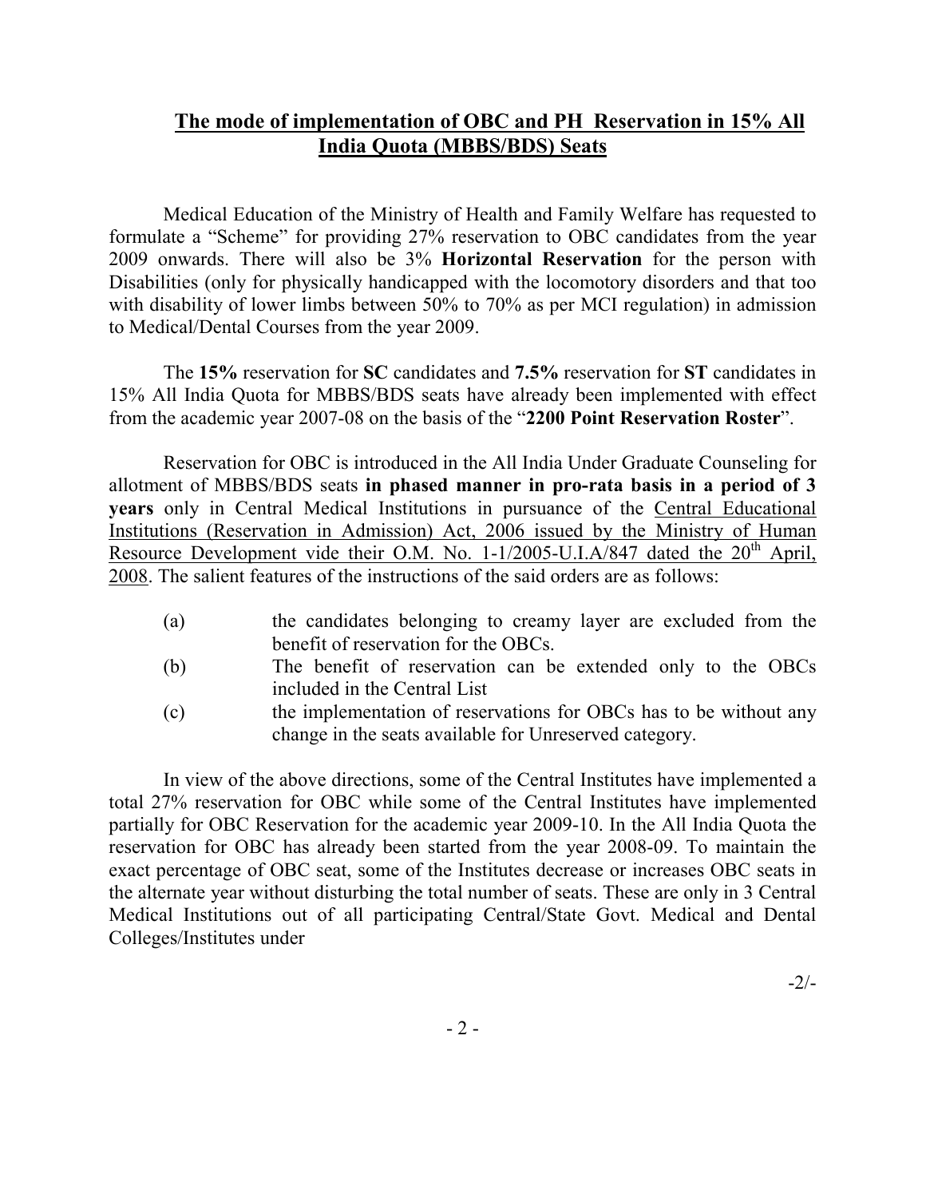# **The mode of implementation of OBC and PH Reservation in 15% All India Quota (MBBS/BDS) Seats**

Medical Education of the Ministry of Health and Family Welfare has requested to formulate a "Scheme" for providing 27% reservation to OBC candidates from the year 2009 onwards. There will also be 3% **Horizontal Reservation** for the person with Disabilities (only for physically handicapped with the locomotory disorders and that too with disability of lower limbs between 50% to 70% as per MCI regulation) in admission to Medical/Dental Courses from the year 2009.

The **15%** reservation for **SC** candidates and **7.5%** reservation for **ST** candidates in 15% All India Quota for MBBS/BDS seats have already been implemented with effect from the academic year 2007-08 on the basis of the "**2200 Point Reservation Roster**".

Reservation for OBC is introduced in the All India Under Graduate Counseling for allotment of MBBS/BDS seats **in phased manner in pro-rata basis in a period of 3 years** only in Central Medical Institutions in pursuance of the Central Educational Institutions (Reservation in Admission) Act, 2006 issued by the Ministry of Human Resource Development vide their O.M. No. 1-1/2005-U.I.A/847 dated the 20th April, 2008. The salient features of the instructions of the said orders are as follows:

(a) the candidates belonging to creamy layer are excluded from the benefit of reservation for the OBCs.

(b) The benefit of reservation can be extended only to the OBCs included in the Central List

(c) the implementation of reservations for OBCs has to be without any change in the seats available for Unreserved category.

In view of the above directions, some of the Central Institutes have implemented a total 27% reservation for OBC while some of the Central Institutes have implemented partially for OBC Reservation for the academic year 2009-10. In the All India Quota the reservation for OBC has already been started from the year 2008-09. To maintain the exact percentage of OBC seat, some of the Institutes decrease or increases OBC seats in the alternate year without disturbing the total number of seats. These are only in 3 Central Medical Institutions out of all participating Central/State Govt. Medical and Dental Colleges/Institutes under

-2/-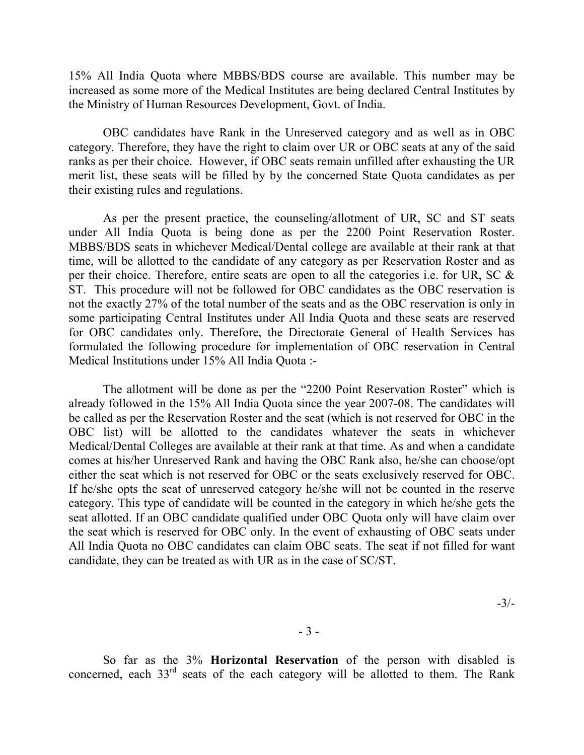15% All India Quota where MBBS/BDS course are available. This number may be increased as some more of the Medical Institutes are being declared Central Institutes by the Ministry of Human Resources Development, Govt. of India.

OBC candidates have Rank in the Unreserved category and as well as in OBC category. Therefore, they have the right to claim over UR or OBC seats at any of the said ranks as per their choice. However, if OBC seats remain unfilled after exhausting the UR merit list, these seats will be filled by by the concerned State Quota candidates as per their existing rules and regulations.

As per the present practice, the counseling/allotment of UR, SC and ST seats under All India Quota is being done as per the 2200 Point Reservation Roster. MBBS/BDS seats in whichever Medical/Dental college are available at their rank at that time, will be allotted to the candidate of any category as per Reservation Roster and as per their choice. Therefore, entire seats are open to all the categories i.e. for UR, SC & ST. This procedure will not be followed for OBC candidates as the OBC reservation is not the exactly 27% of the total number of the seats and as the OBC reservation is only in some participating Central Institutes under All India Quota and these seats are reserved for OBC candidates only. Therefore, the Directorate General of Health Services has formulated the following procedure for implementation of OBC reservation in Central Medical Institutions under 15% All India Quota :-

The allotment will be done as per the "2200 Point Reservation Roster" which is already followed in the 15% All India Quota since the year 2007-08. The candidates will be called as per the Reservation Roster and the seat (which is not reserved for OBC in the OBC list) will be allotted to the candidates whatever the seats in whichever Medical/Dental Colleges are available at their rank at that time. As and when a candidate comes at his/her Unreserved Rank and having the OBC Rank also, he/she can choose/opt either the seat which is not reserved for OBC or the seats exclusively reserved for OBC. If he/she opts the seat of unreserved category he/she will not be counted in the reserve category. This type of candidate will be counted in the category in which he/she gets the seat allotted. If an OBC candidate qualified under OBC Quota only will have claim over the seat which is reserved for OBC only. In the event of exhausting of OBC seats under All India Quota no OBC candidates can claim OBC seats. The seat if not filled for want candidate, they can be treated as with UR as in the case of SC/ST.

So far as the 3% **Horizontal Reservation** of the person with disabled is concerned, each 33rd seats of the each category will be allotted to them. The Rank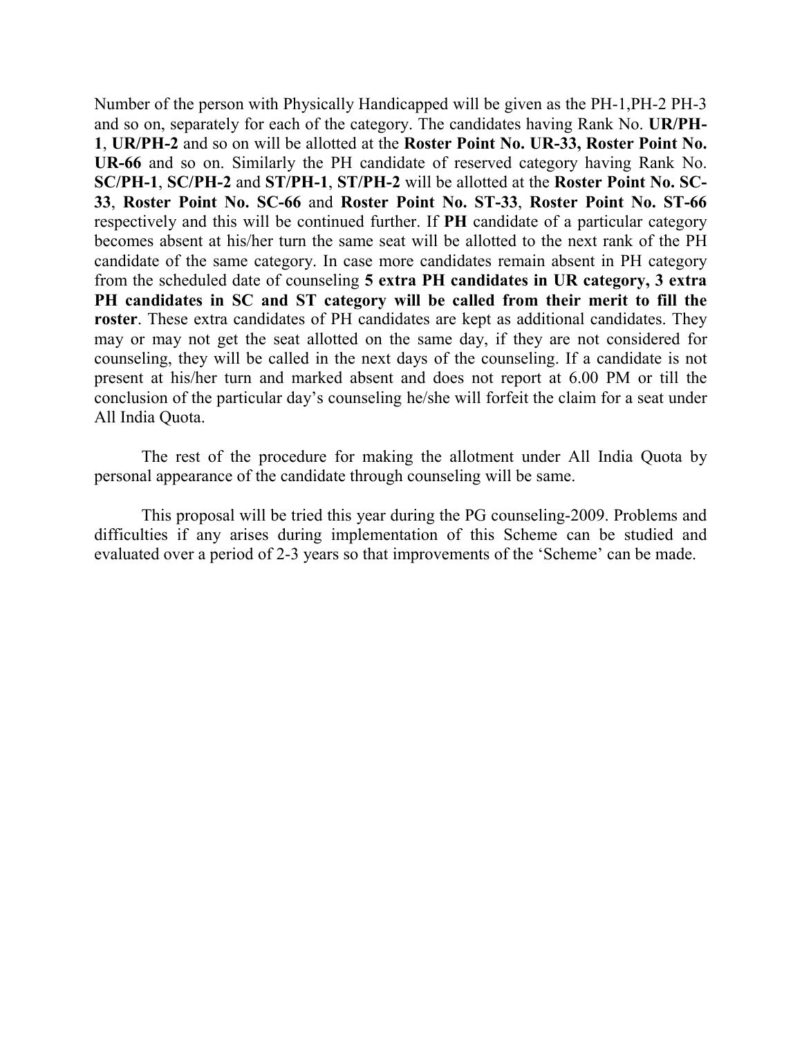Number of the person with Physically Handicapped will be given as the PH-1,PH-2 PH-3 and so on, separately for each of the category. The candidates having Rank No. **UR/PH-1**, **UR/PH-2** and so on will be allotted at the **Roster Point No. UR-33, Roster Point No. UR-66** and so on. Similarly the PH candidate of reserved category having Rank No. **SC/PH-1**, **SC/PH-2** and **ST/PH-1**, **ST/PH-2** will be allotted at the **Roster Point No. SC-33**, **Roster Point No. SC-66** and **Roster Point No. ST-33**, **Roster Point No. ST-66** respectively and this will be continued further. If **PH** candidate of a particular category becomes absent at his/her turn the same seat will be allotted to the next rank of the PH candidate of the same category. In case more candidates remain absent in PH category from the scheduled date of counseling **5 extra PH candidates in UR category, 3 extra PH candidates in SC and ST category will be called from their merit to fill the roster**. These extra candidates of PH candidates are kept as additional candidates. They may or may not get the seat allotted on the same day, if they are not considered for counseling, they will be called in the next days of the counseling. If a candidate is not present at his/her turn and marked absent and does not report at 6.00 PM or till the conclusion of the particular day's counseling he/she will forfeit the claim for a seat under All India Quota.

The rest of the procedure for making the allotment under All India Quota by personal appearance of the candidate through counseling will be same.

This proposal will be tried this year during the PG counseling-2009. Problems and difficulties if any arises during implementation of this Scheme can be studied and evaluated over a period of 2-3 years so that improvements of the 'Scheme' can be made.